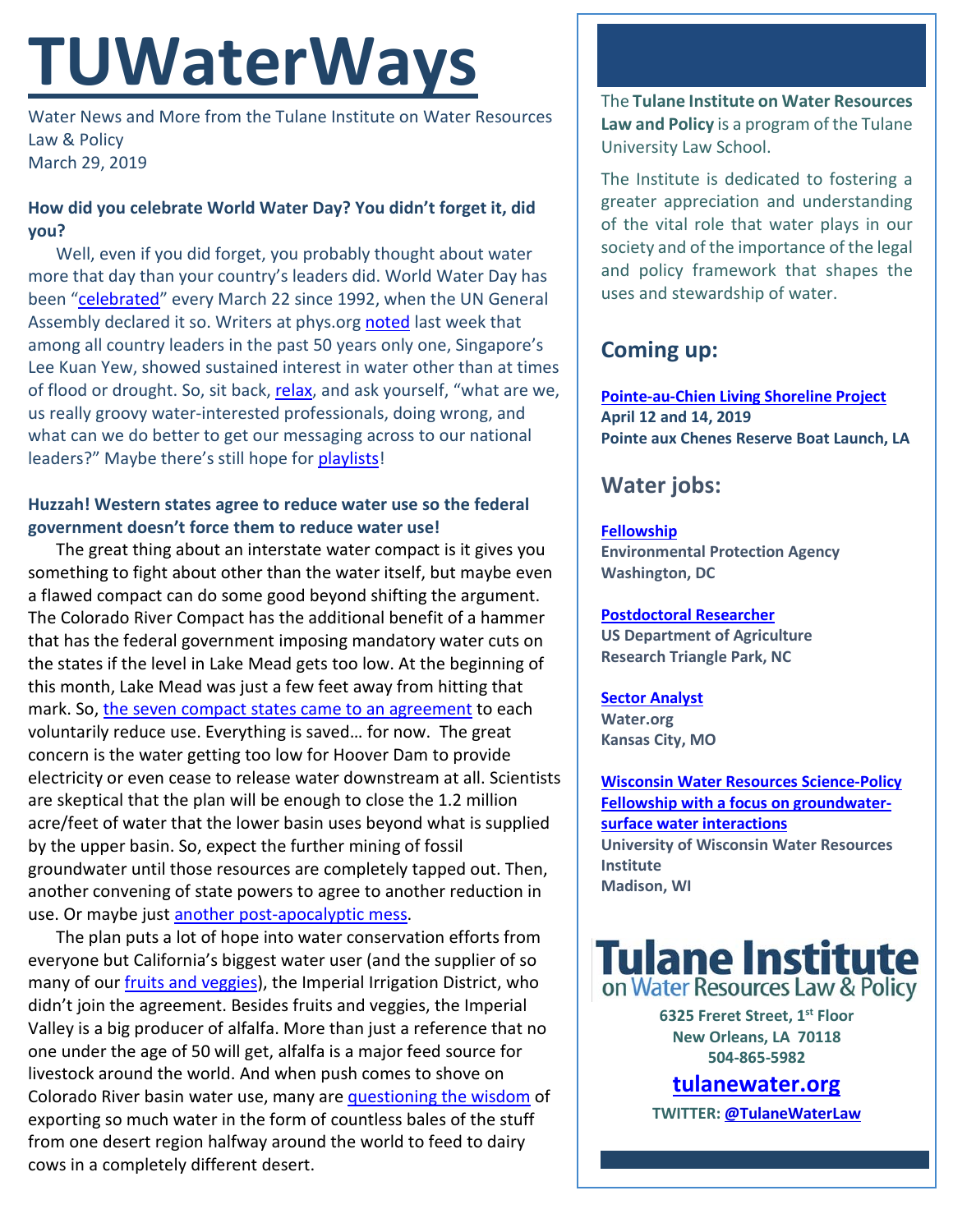# TUWaterWays

Water News and More from the Tulane Institute on Water Resources Law & Policy
March 29, 2019

**How did you celebrate World Water Day? You didn't forget it, did you?**

Well, even if you did forget, you probably thought about water more that day than your country's leaders did. World Water Day has been "celebrated" every March 22 since 1992, when the UN General Assembly declared it so. Writers at phys.org noted last week that among all country leaders in the past 50 years only one, Singapore's Lee Kuan Yew, showed sustained interest in water other than at times of flood or drought. So, sit back, relax, and ask yourself, "what are we, us really groovy water-interested professionals, doing wrong, and what can we do better to get our messaging across to our national leaders?" Maybe there's still hope for playlists!

**Huzzah! Western states agree to reduce water use so the federal government doesn't force them to reduce water use!**

The great thing about an interstate water compact is it gives you something to fight about other than the water itself, but maybe even a flawed compact can do some good beyond shifting the argument. The Colorado River Compact has the additional benefit of a hammer that has the federal government imposing mandatory water cuts on the states if the level in Lake Mead gets too low. At the beginning of this month, Lake Mead was just a few feet away from hitting that mark. So, the seven compact states came to an agreement to each voluntarily reduce use. Everything is saved… for now. The great concern is the water getting too low for Hoover Dam to provide electricity or even cease to release water downstream at all. Scientists are skeptical that the plan will be enough to close the 1.2 million acre/feet of water that the lower basin uses beyond what is supplied by the upper basin. So, expect the further mining of fossil groundwater until those resources are completely tapped out. Then, another convening of state powers to agree to another reduction in use. Or maybe just another post-apocalyptic mess.

The plan puts a lot of hope into water conservation efforts from everyone but California's biggest water user (and the supplier of so many of our fruits and veggies), the Imperial Irrigation District, who didn't join the agreement. Besides fruits and veggies, the Imperial Valley is a big producer of alfalfa. More than just a reference that no one under the age of 50 will get, alfalfa is a major feed source for livestock around the world. And when push comes to shove on Colorado River basin water use, many are questioning the wisdom of exporting so much water in the form of countless bales of the stuff from one desert region halfway around the world to feed to dairy cows in a completely different desert.

The **Tulane Institute on Water Resources Law and Policy** is a program of the Tulane University Law School.

The Institute is dedicated to fostering a greater appreciation and understanding of the vital role that water plays in our society and of the importance of the legal and policy framework that shapes the uses and stewardship of water.

## Coming up:

**Pointe-au-Chien Living Shoreline Project**
**April 12 and 14, 2019**
**Pointe aux Chenes Reserve Boat Launch, LA**

## Water jobs:

**Fellowship**
**Environmental Protection Agency**
**Washington, DC**

**Postdoctoral Researcher**
**US Department of Agriculture**
**Research Triangle Park, NC**

**Sector Analyst**
**Water.org**
**Kansas City, MO**

**Wisconsin Water Resources Science-Policy Fellowship with a focus on groundwater-surface water interactions**
**University of Wisconsin Water Resources Institute**
**Madison, WI**

**Tulane Institute on Water Resources Law & Policy**

**6325 Freret Street, 1st Floor**
**New Orleans, LA 70118**
**504-865-5982**

**tulanewater.org**

**TWITTER: @TulaneWaterLaw**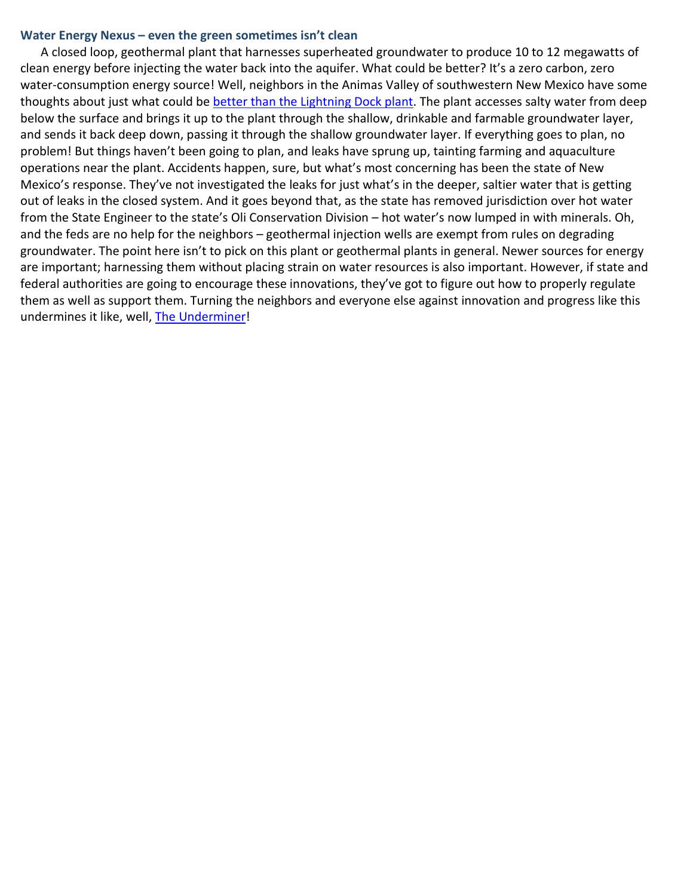**Water Energy Nexus – even the green sometimes isn't clean**

A closed loop, geothermal plant that harnesses superheated groundwater to produce 10 to 12 megawatts of clean energy before injecting the water back into the aquifer. What could be better? It's a zero carbon, zero water-consumption energy source! Well, neighbors in the Animas Valley of southwestern New Mexico have some thoughts about just what could be better than the Lightning Dock plant. The plant accesses salty water from deep below the surface and brings it up to the plant through the shallow, drinkable and farmable groundwater layer, and sends it back deep down, passing it through the shallow groundwater layer. If everything goes to plan, no problem! But things haven't been going to plan, and leaks have sprung up, tainting farming and aquaculture operations near the plant. Accidents happen, sure, but what's most concerning has been the state of New Mexico's response. They've not investigated the leaks for just what's in the deeper, saltier water that is getting out of leaks in the closed system. And it goes beyond that, as the state has removed jurisdiction over hot water from the State Engineer to the state's Oli Conservation Division – hot water's now lumped in with minerals. Oh, and the feds are no help for the neighbors – geothermal injection wells are exempt from rules on degrading groundwater. The point here isn't to pick on this plant or geothermal plants in general. Newer sources for energy are important; harnessing them without placing strain on water resources is also important. However, if state and federal authorities are going to encourage these innovations, they've got to figure out how to properly regulate them as well as support them. Turning the neighbors and everyone else against innovation and progress like this undermines it like, well, The Underminer!